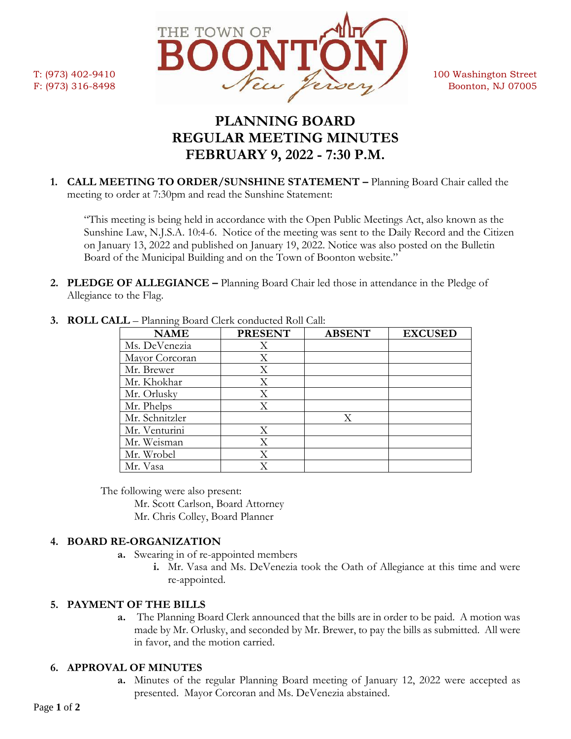T: (973) 402-9410
F: (973) 316-8498

THE TOWN OF BOONTON New Jersey

100 Washington Street
Boonton, NJ 07005

# PLANNING BOARD
# REGULAR MEETING MINUTES
# FEBRUARY 9, 2022 - 7:30 P.M.

1. **CALL MEETING TO ORDER/SUNSHINE STATEMENT –** Planning Board Chair called the meeting to order at 7:30pm and read the Sunshine Statement:

   "This meeting is being held in accordance with the Open Public Meetings Act, also known as the Sunshine Law, N.J.S.A. 10:4-6. Notice of the meeting was sent to the Daily Record and the Citizen on January 13, 2022 and published on January 19, 2022. Notice was also posted on the Bulletin Board of the Municipal Building and on the Town of Boonton website."

2. **PLEDGE OF ALLEGIANCE –** Planning Board Chair led those in attendance in the Pledge of Allegiance to the Flag.

3. **ROLL CALL** – Planning Board Clerk conducted Roll Call:

| NAME | PRESENT | ABSENT | EXCUSED |
|---|---|---|---|
| Ms. DeVenezia | X | | |
| Mayor Corcoran | X | | |
| Mr. Brewer | X | | |
| Mr. Khokhar | X | | |
| Mr. Orlusky | X | | |
| Mr. Phelps | X | | |
| Mr. Schnitzler | | X | |
| Mr. Venturini | X | | |
| Mr. Weisman | X | | |
| Mr. Wrobel | X | | |
| Mr. Vasa | X | | |

The following were also present:
Mr. Scott Carlson, Board Attorney
Mr. Chris Colley, Board Planner

4. **BOARD RE-ORGANIZATION**
   - **a.** Swearing in of re-appointed members
     - **i.** Mr. Vasa and Ms. DeVenezia took the Oath of Allegiance at this time and were re-appointed.

5. **PAYMENT OF THE BILLS**
   - **a.** The Planning Board Clerk announced that the bills are in order to be paid. A motion was made by Mr. Orlusky, and seconded by Mr. Brewer, to pay the bills as submitted. All were in favor, and the motion carried.

6. **APPROVAL OF MINUTES**
   - **a.** Minutes of the regular Planning Board meeting of January 12, 2022 were accepted as presented. Mayor Corcoran and Ms. DeVenezia abstained.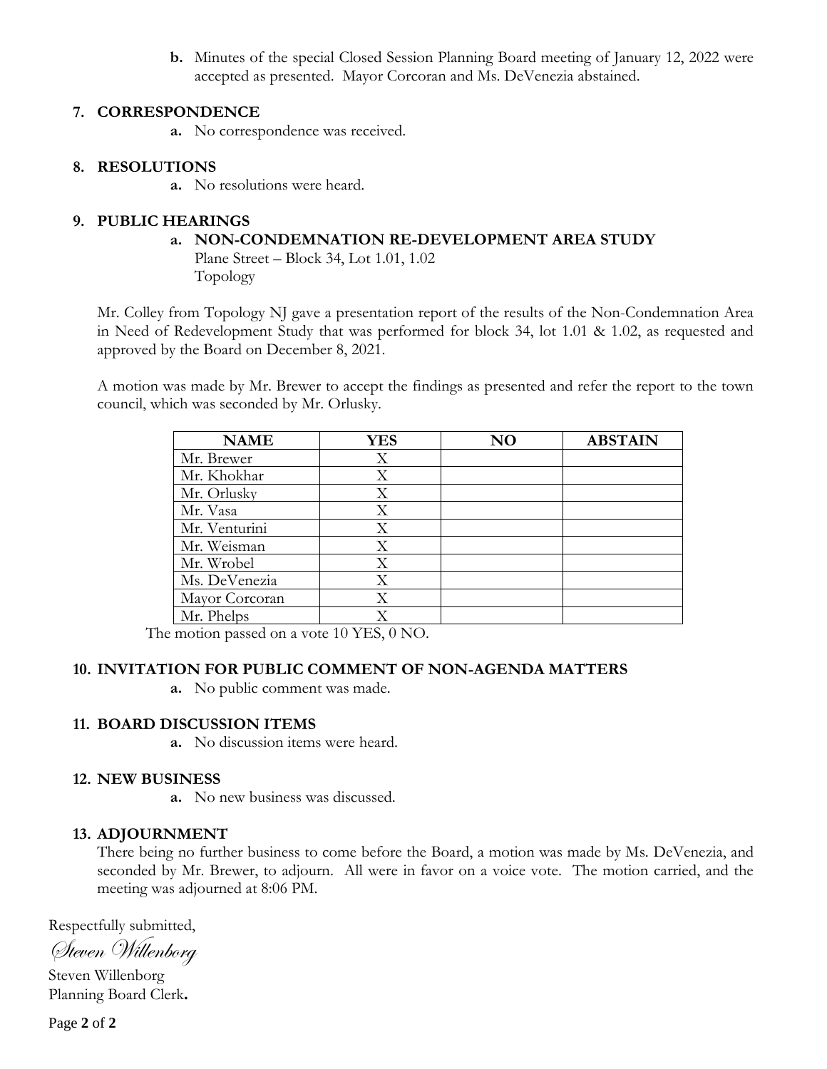**b.** Minutes of the special Closed Session Planning Board meeting of January 12, 2022 were accepted as presented. Mayor Corcoran and Ms. DeVenezia abstained.

## 7. CORRESPONDENCE

**a.** No correspondence was received.

## 8. RESOLUTIONS

**a.** No resolutions were heard.

## 9. PUBLIC HEARINGS

**a. NON-CONDEMNATION RE-DEVELOPMENT AREA STUDY**
Plane Street – Block 34, Lot 1.01, 1.02
Topology

Mr. Colley from Topology NJ gave a presentation report of the results of the Non-Condemnation Area in Need of Redevelopment Study that was performed for block 34, lot 1.01 & 1.02, as requested and approved by the Board on December 8, 2021.

A motion was made by Mr. Brewer to accept the findings as presented and refer the report to the town council, which was seconded by Mr. Orlusky.

| NAME | YES | NO | ABSTAIN |
|---|---|---|---|
| Mr. Brewer | X | | |
| Mr. Khokhar | X | | |
| Mr. Orlusky | X | | |
| Mr. Vasa | X | | |
| Mr. Venturini | X | | |
| Mr. Weisman | X | | |
| Mr. Wrobel | X | | |
| Ms. DeVenezia | X | | |
| Mayor Corcoran | X | | |
| Mr. Phelps | X | | |

The motion passed on a vote 10 YES, 0 NO.

## 10. INVITATION FOR PUBLIC COMMENT OF NON-AGENDA MATTERS

**a.** No public comment was made.

## 11. BOARD DISCUSSION ITEMS

**a.** No discussion items were heard.

## 12. NEW BUSINESS

**a.** No new business was discussed.

## 13. ADJOURNMENT

There being no further business to come before the Board, a motion was made by Ms. DeVenezia, and seconded by Mr. Brewer, to adjourn. All were in favor on a voice vote. The motion carried, and the meeting was adjourned at 8:06 PM.

Respectfully submitted,

*Steven Willenborg*

Steven Willenborg
Planning Board Clerk**.**